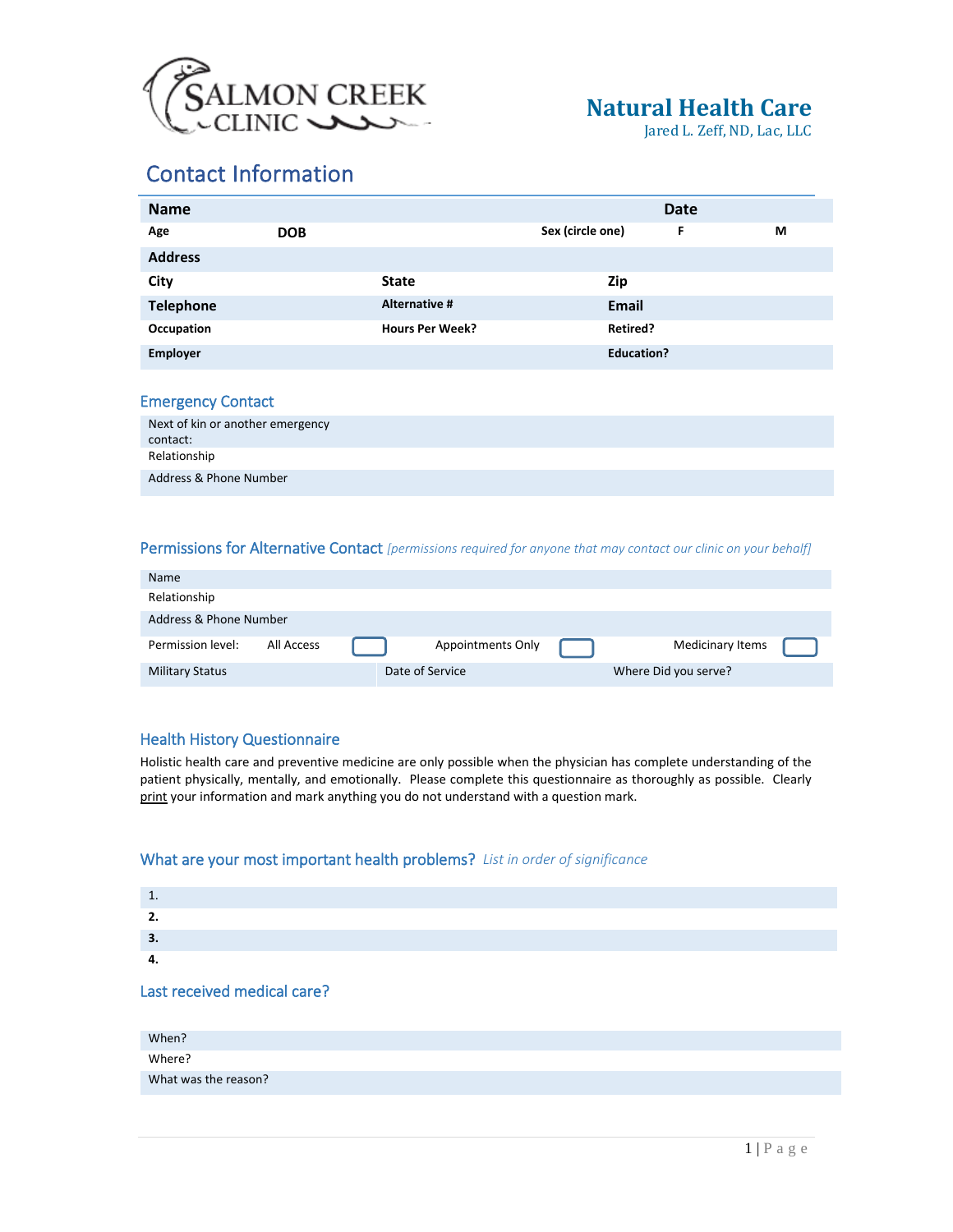SALMON CREEK CLINIC

# Natural Health Care

Jared L. Zeff, ND, Lac, LLC

## Contact Information

| | | | | | |
|---|---|---|---|---|---|
| **Name** | | | **Date** | | |
| **Age** | **DOB** | | **Sex (circle one)** | **F** | **M** |
| **Address** | | | | | |
| **City** | | **State** | | **Zip** | |
| **Telephone** | | **Alternative #** | | **Email** | |
| **Occupation** | | **Hours Per Week?** | | **Retired?** | |
| **Employer** | | | | **Education?** | |

### Emergency Contact

| | |
|---|---|
| Next of kin or another emergency contact: | |
| Relationship | |
| Address & Phone Number | |

### Permissions for Alternative Contact *[permissions required for anyone that may contact our clinic on your behalf]*

| | | | | | | |
|---|---|---|---|---|---|---|
| Name | | | | | | |
| Relationship | | | | | | |
| Address & Phone Number | | | | | | |
| Permission level: | All Access | ☐ | Appointments Only | ☐ | Medicinary Items | ☐ |
| Military Status | | Date of Service | | Where Did you serve? | | |

### Health History Questionnaire

Holistic health care and preventive medicine are only possible when the physician has complete understanding of the patient physically, mentally, and emotionally. Please complete this questionnaire as thoroughly as possible. Clearly print your information and mark anything you do not understand with a question mark.

### What are your most important health problems? *List in order of significance*

1.
2.
3.
4.

### Last received medical care?

| | |
|---|---|
| When? | |
| Where? | |
| What was the reason? | |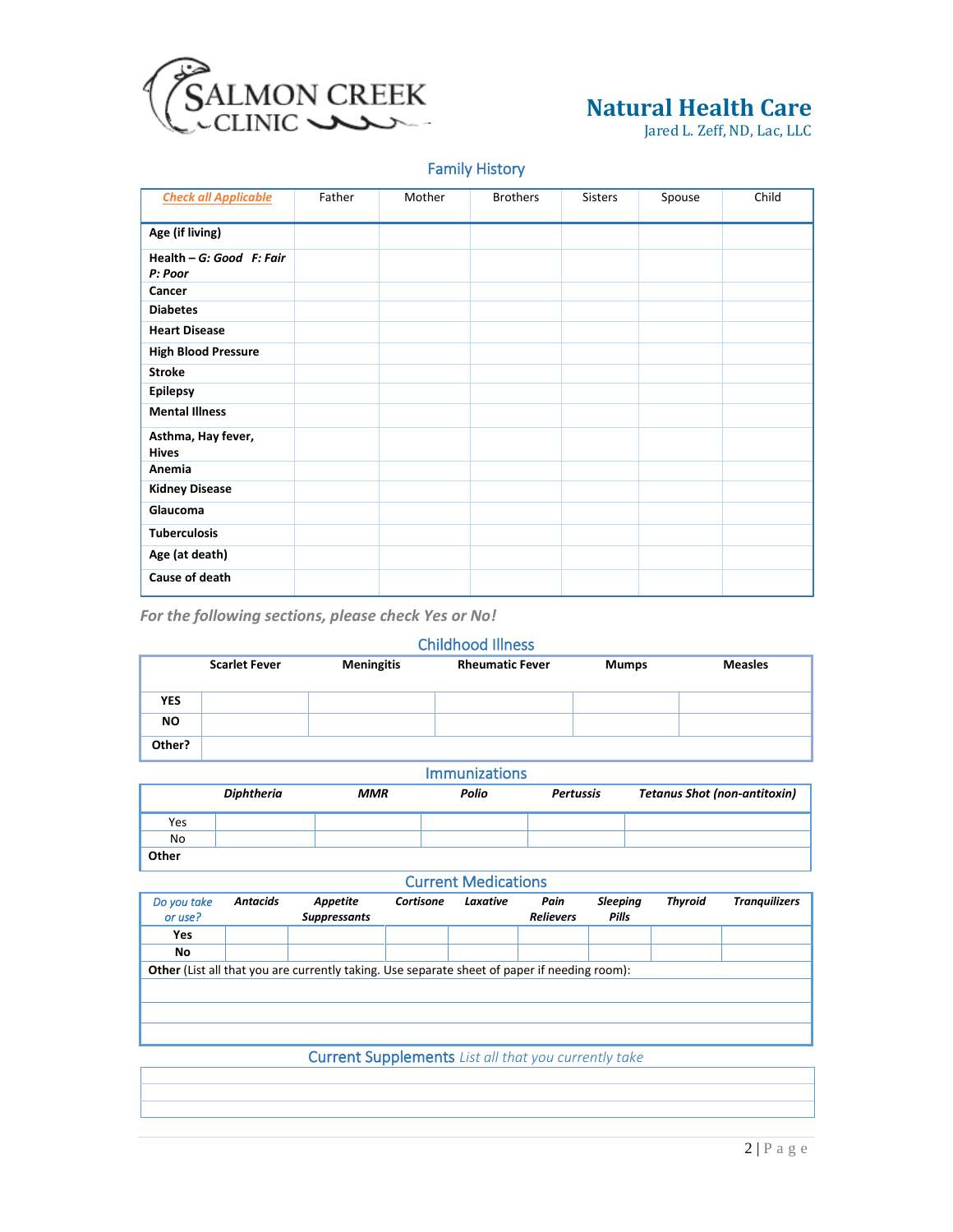**SALMON CREEK CLINIC**

## Natural Health Care

Jared L. Zeff, ND, Lac, LLC

### Family History

| ***Check all Applicable*** | Father | Mother | Brothers | Sisters | Spouse | Child |
|---|---|---|---|---|---|---|
| **Age (if living)** | | | | | | |
| **Health – *G: Good F: Fair P: Poor*** | | | | | | |
| **Cancer** | | | | | | |
| **Diabetes** | | | | | | |
| **Heart Disease** | | | | | | |
| **High Blood Pressure** | | | | | | |
| **Stroke** | | | | | | |
| **Epilepsy** | | | | | | |
| **Mental Illness** | | | | | | |
| **Asthma, Hay fever, Hives** | | | | | | |
| **Anemia** | | | | | | |
| **Kidney Disease** | | | | | | |
| **Glaucoma** | | | | | | |
| **Tuberculosis** | | | | | | |
| **Age (at death)** | | | | | | |
| **Cause of death** | | | | | | |

***For the following sections, please check Yes or No!***

### Childhood Illness

| | **Scarlet Fever** | **Meningitis** | **Rheumatic Fever** | **Mumps** | **Measles** |
|---|---|---|---|---|---|
| **YES** | | | | | |
| **NO** | | | | | |
| **Other?** | | | | | |

### Immunizations

| | ***Diphtheria*** | ***MMR*** | ***Polio*** | ***Pertussis*** | ***Tetanus Shot (non-antitoxin)*** |
|---|---|---|---|---|---|
| Yes | | | | | |
| No | | | | | |
| **Other** | | | | | |

### Current Medications

| *Do you take or use?* | ***Antacids*** | ***Appetite Suppressants*** | ***Cortisone*** | ***Laxative*** | ***Pain Relievers*** | ***Sleeping Pills*** | ***Thyroid*** | ***Tranquilizers*** |
|---|---|---|---|---|---|---|---|---|
| **Yes** | | | | | | | | |
| **No** | | | | | | | | |

**Other** (List all that you are currently taking. Use separate sheet of paper if needing room):

### Current Supplements *List all that you currently take*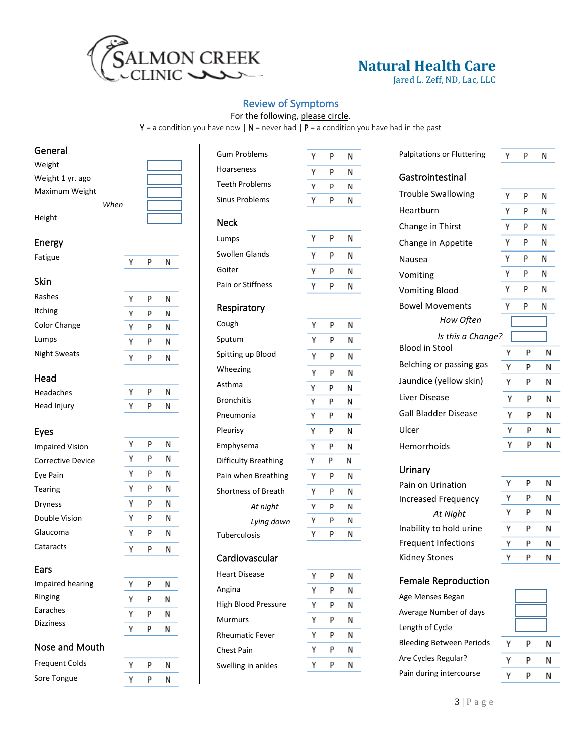SALMON CREEK CLINIC

**Natural Health Care**
Jared L. Zeff, ND, Lac, LLC

## Review of Symptoms

For the following, please circle.
Y = a condition you have now | N = never had | P = a condition you have had in the past

### General

| | |
|---|---|
| Weight | |
| Weight 1 yr. ago | |
| Maximum Weight | |
| *When* | |
| Height | |

### Energy

| | |
|---|---|
| Fatigue | Y P N |

### Skin

| | |
|---|---|
| Rashes | Y P N |
| Itching | Y P N |
| Color Change | Y P N |
| Lumps | Y P N |
| Night Sweats | Y P N |

### Head

| | |
|---|---|
| Headaches | Y P N |
| Head Injury | Y P N |

### Eyes

| | |
|---|---|
| Impaired Vision | Y P N |
| Corrective Device | Y P N |
| Eye Pain | Y P N |
| Tearing | Y P N |
| Dryness | Y P N |
| Double Vision | Y P N |
| Glaucoma | Y P N |
| Cataracts | Y P N |

### Ears

| | |
|---|---|
| Impaired hearing | Y P N |
| Ringing | Y P N |
| Earaches | Y P N |
| Dizziness | Y P N |

### Nose and Mouth

| | |
|---|---|
| Frequent Colds | Y P N |
| Sore Tongue | Y P N |
| Gum Problems | Y P N |
| Hoarseness | Y P N |
| Teeth Problems | Y P N |
| Sinus Problems | Y P N |

### Neck

| | |
|---|---|
| Lumps | Y P N |
| Swollen Glands | Y P N |
| Goiter | Y P N |
| Pain or Stiffness | Y P N |

### Respiratory

| | |
|---|---|
| Cough | Y P N |
| Sputum | Y P N |
| Spitting up Blood | Y P N |
| Wheezing | Y P N |
| Asthma | Y P N |
| Bronchitis | Y P N |
| Pneumonia | Y P N |
| Pleurisy | Y P N |
| Emphysema | Y P N |
| Difficulty Breathing | Y P N |
| Pain when Breathing | Y P N |
| Shortness of Breath | Y P N |
| *At night* | Y P N |
| *Lying down* | Y P N |
| Tuberculosis | Y P N |

### Cardiovascular

| | |
|---|---|
| Heart Disease | Y P N |
| Angina | Y P N |
| High Blood Pressure | Y P N |
| Murmurs | Y P N |
| Rheumatic Fever | Y P N |
| Chest Pain | Y P N |
| Swelling in ankles | Y P N |
| Palpitations or Fluttering | Y P N |

### Gastrointestinal

| | |
|---|---|
| Trouble Swallowing | Y P N |
| Heartburn | Y P N |
| Change in Thirst | Y P N |
| Change in Appetite | Y P N |
| Nausea | Y P N |
| Vomiting | Y P N |
| Vomiting Blood | Y P N |
| Bowel Movements | Y P N |
| *How Often* | |
| *Is this a Change?* | |
| Blood in Stool | Y P N |
| Belching or passing gas | Y P N |
| Jaundice (yellow skin) | Y P N |
| Liver Disease | Y P N |
| Gall Bladder Disease | Y P N |
| Ulcer | Y P N |
| Hemorrhoids | Y P N |

### Urinary

| | |
|---|---|
| Pain on Urination | Y P N |
| Increased Frequency | Y P N |
| *At Night* | Y P N |
| Inability to hold urine | Y P N |
| Frequent Infections | Y P N |
| Kidney Stones | Y P N |

### Female Reproduction

| | |
|---|---|
| Age Menses Began | |
| Average Number of days | |
| Length of Cycle | |
| Bleeding Between Periods | Y P N |
| Are Cycles Regular? | Y P N |
| Pain during intercourse | Y P N |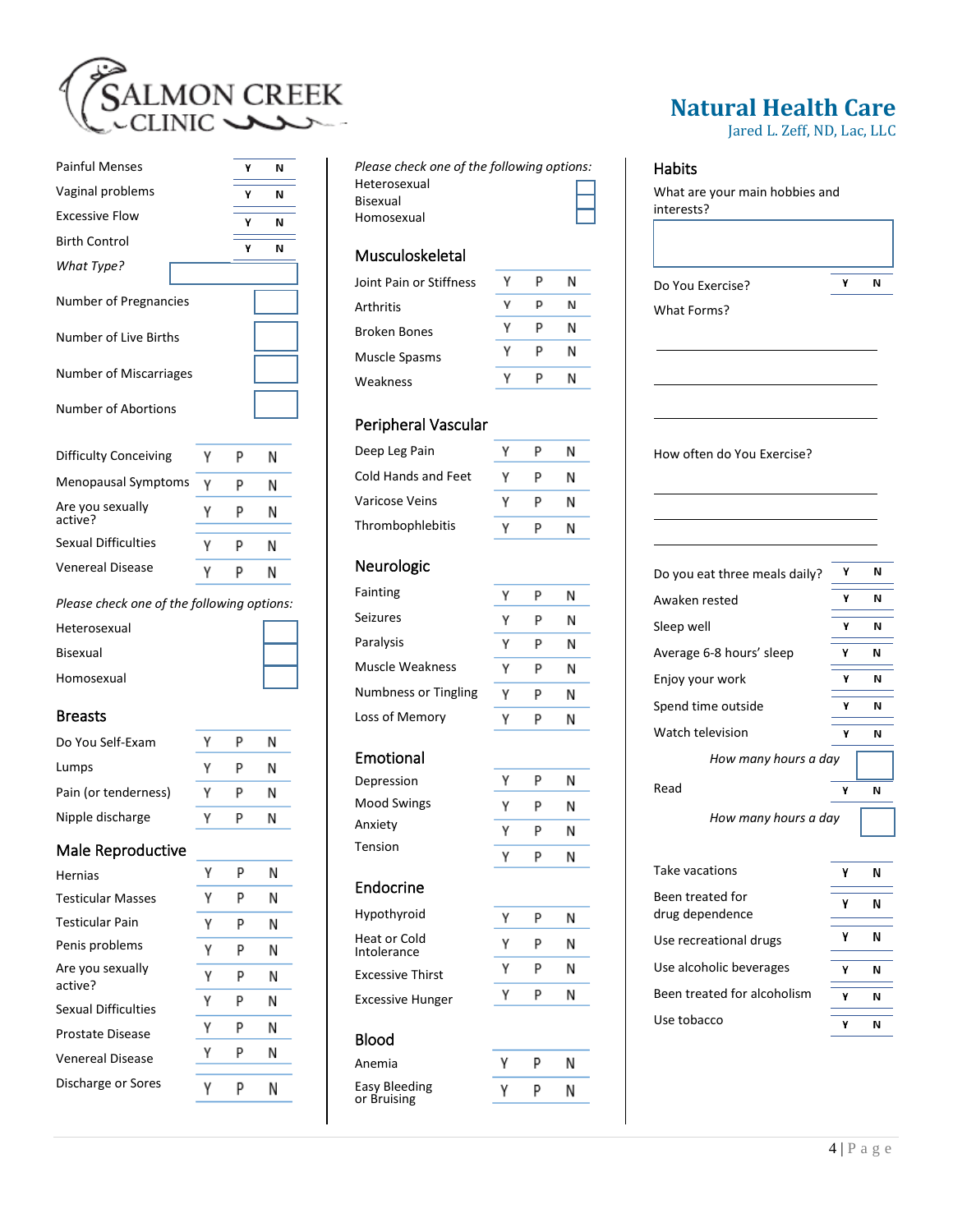**SALMON CREEK CLINIC**

**Natural Health Care**
Jared L. Zeff, ND, Lac, LLC

| | | |
|---|---|---|
| Painful Menses | Y | N |
| Vaginal problems | Y | N |
| Excessive Flow | Y | N |
| Birth Control | Y | N |

*What Type?* ____

Number of Pregnancies ____

Number of Live Births ____

Number of Miscarriages ____

Number of Abortions ____

| | | | |
|---|---|---|---|
| Difficulty Conceiving | Y | P | N |
| Menopausal Symptoms | Y | P | N |
| Are you sexually active? | Y | P | N |
| Sexual Difficulties | Y | P | N |
| Venereal Disease | Y | P | N |

*Please check one of the following options:*

- Heterosexual ☐
- Bisexual ☐
- Homosexual ☐

## Breasts

| | | | |
|---|---|---|---|
| Do You Self-Exam | Y | P | N |
| Lumps | Y | P | N |
| Pain (or tenderness) | Y | P | N |
| Nipple discharge | Y | P | N |

## Male Reproductive

| | | | |
|---|---|---|---|
| Hernias | Y | P | N |
| Testicular Masses | Y | P | N |
| Testicular Pain | Y | P | N |
| Penis problems | Y | P | N |
| Are you sexually active? | Y | P | N |
| Sexual Difficulties | Y | P | N |
| Prostate Disease | Y | P | N |
| Venereal Disease | Y | P | N |
| Discharge or Sores | Y | P | N |

*Please check one of the following options:*

- Heterosexual ☐
- Bisexual ☐
- Homosexual ☐

## Musculoskeletal

| | | | |
|---|---|---|---|
| Joint Pain or Stiffness | Y | P | N |
| Arthritis | Y | P | N |
| Broken Bones | Y | P | N |
| Muscle Spasms | Y | P | N |
| Weakness | Y | P | N |

## Peripheral Vascular

| | | | |
|---|---|---|---|
| Deep Leg Pain | Y | P | N |
| Cold Hands and Feet | Y | P | N |
| Varicose Veins | Y | P | N |
| Thrombophlebitis | Y | P | N |

## Neurologic

| | | | |
|---|---|---|---|
| Fainting | Y | P | N |
| Seizures | Y | P | N |
| Paralysis | Y | P | N |
| Muscle Weakness | Y | P | N |
| Numbness or Tingling | Y | P | N |
| Loss of Memory | Y | P | N |

## Emotional

| | | | |
|---|---|---|---|
| Depression | Y | P | N |
| Mood Swings | Y | P | N |
| Anxiety | Y | P | N |
| Tension | Y | P | N |

## Endocrine

| | | | |
|---|---|---|---|
| Hypothyroid | Y | P | N |
| Heat or Cold Intolerance | Y | P | N |
| Excessive Thirst | Y | P | N |
| Excessive Hunger | Y | P | N |

## Blood

| | | | |
|---|---|---|---|
| Anemia | Y | P | N |
| Easy Bleeding or Bruising | Y | P | N |

## Habits

What are your main hobbies and interests?

____

| | | |
|---|---|---|
| Do You Exercise? | Y | N |

What Forms?

____

____

____

How often do You Exercise?

____

____

____

| | | |
|---|---|---|
| Do you eat three meals daily? | Y | N |
| Awaken rested | Y | N |
| Sleep well | Y | N |
| Average 6-8 hours' sleep | Y | N |
| Enjoy your work | Y | N |
| Spend time outside | Y | N |
| Watch television | Y | N |

*How many hours a day* ____

| | | |
|---|---|---|
| Read | Y | N |

*How many hours a day* ____

| | | |
|---|---|---|
| Take vacations | Y | N |
| Been treated for drug dependence | Y | N |
| Use recreational drugs | Y | N |
| Use alcoholic beverages | Y | N |
| Been treated for alcoholism | Y | N |
| Use tobacco | Y | N |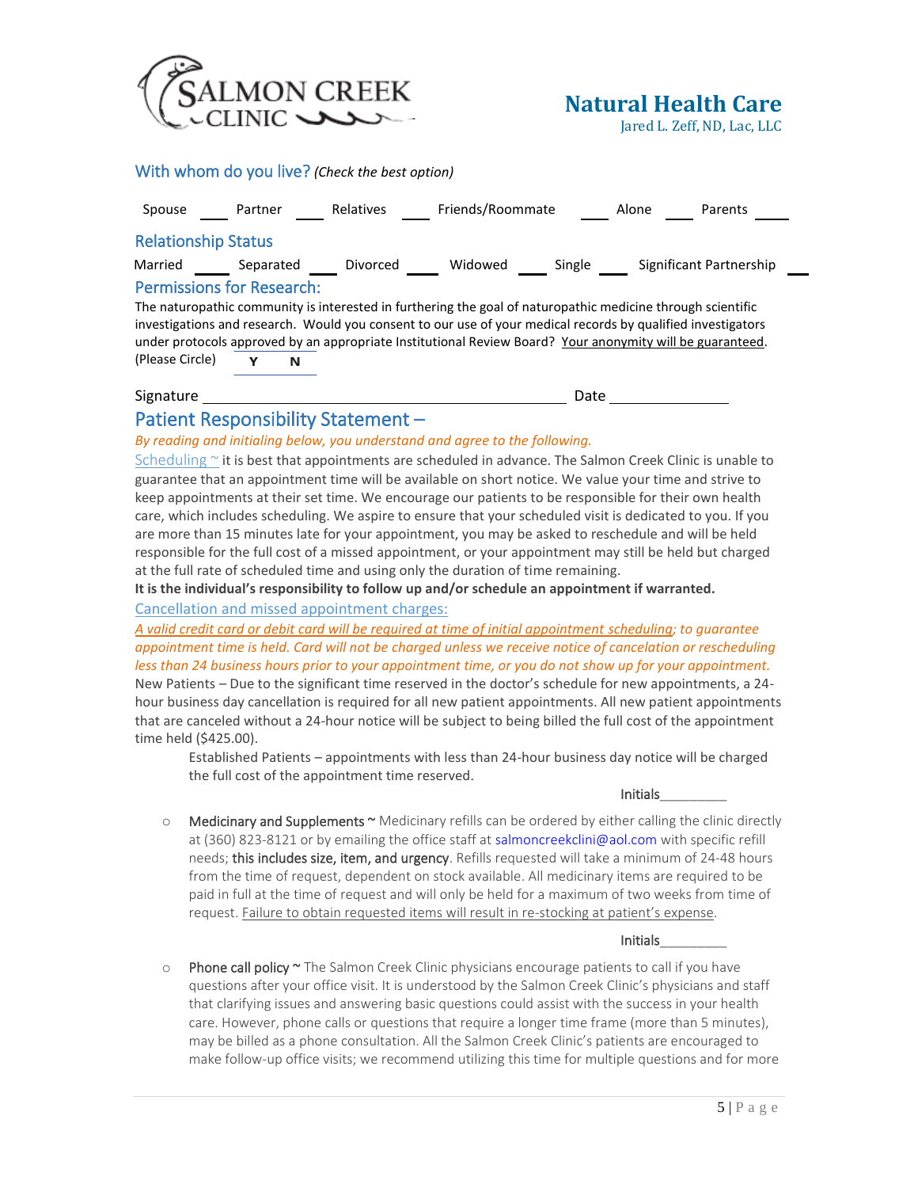**Natural Health Care**
Jared L. Zeff, ND, Lac, LLC

## With whom do you live? *(Check the best option)*

Spouse ____ Partner ____ Relatives ____ Friends/Roommate ____ Alone ____ Parents ____

## Relationship Status

Married ____ Separated ____ Divorced ____ Widowed ____ Single ____ Significant Partnership ____

## Permissions for Research:

The naturopathic community is interested in furthering the goal of naturopathic medicine through scientific investigations and research. Would you consent to our use of your medical records by qualified investigators under protocols approved by an appropriate Institutional Review Board? Your anonymity will be guaranteed.

(Please Circle) **Y N**

Signature ______________________________ Date ______________

## Patient Responsibility Statement –

*By reading and initialing below, you understand and agree to the following.*

Scheduling ~ it is best that appointments are scheduled in advance. The Salmon Creek Clinic is unable to guarantee that an appointment time will be available on short notice. We value your time and strive to keep appointments at their set time. We encourage our patients to be responsible for their own health care, which includes scheduling. We aspire to ensure that your scheduled visit is dedicated to you. If you are more than 15 minutes late for your appointment, you may be asked to reschedule and will be held responsible for the full cost of a missed appointment, or your appointment may still be held but charged at the full rate of scheduled time and using only the duration of time remaining.

**It is the individual's responsibility to follow up and/or schedule an appointment if warranted.**

Cancellation and missed appointment charges:

*A valid credit card or debit card will be required at time of initial appointment scheduling; to guarantee appointment time is held. Card will not be charged unless we receive notice of cancelation or rescheduling less than 24 business hours prior to your appointment time, or you do not show up for your appointment.*

New Patients – Due to the significant time reserved in the doctor's schedule for new appointments, a 24-hour business day cancellation is required for all new patient appointments. All new patient appointments that are canceled without a 24-hour notice will be subject to being billed the full cost of the appointment time held ($425.00).

Established Patients – appointments with less than 24-hour business day notice will be charged the full cost of the appointment time reserved.

Initials_________

- Medicinary and Supplements ~ Medicinary refills can be ordered by either calling the clinic directly at (360) 823-8121 or by emailing the office staff at salmoncreekclini@aol.com with specific refill needs; this includes size, item, and urgency. Refills requested will take a minimum of 24-48 hours from the time of request, dependent on stock available. All medicinary items are required to be paid in full at the time of request and will only be held for a maximum of two weeks from time of request. Failure to obtain requested items will result in re-stocking at patient's expense.

  Initials_________

- Phone call policy ~ The Salmon Creek Clinic physicians encourage patients to call if you have questions after your office visit. It is understood by the Salmon Creek Clinic's physicians and staff that clarifying issues and answering basic questions could assist with the success in your health care. However, phone calls or questions that require a longer time frame (more than 5 minutes), may be billed as a phone consultation. All the Salmon Creek Clinic's patients are encouraged to make follow-up office visits; we recommend utilizing this time for multiple questions and for more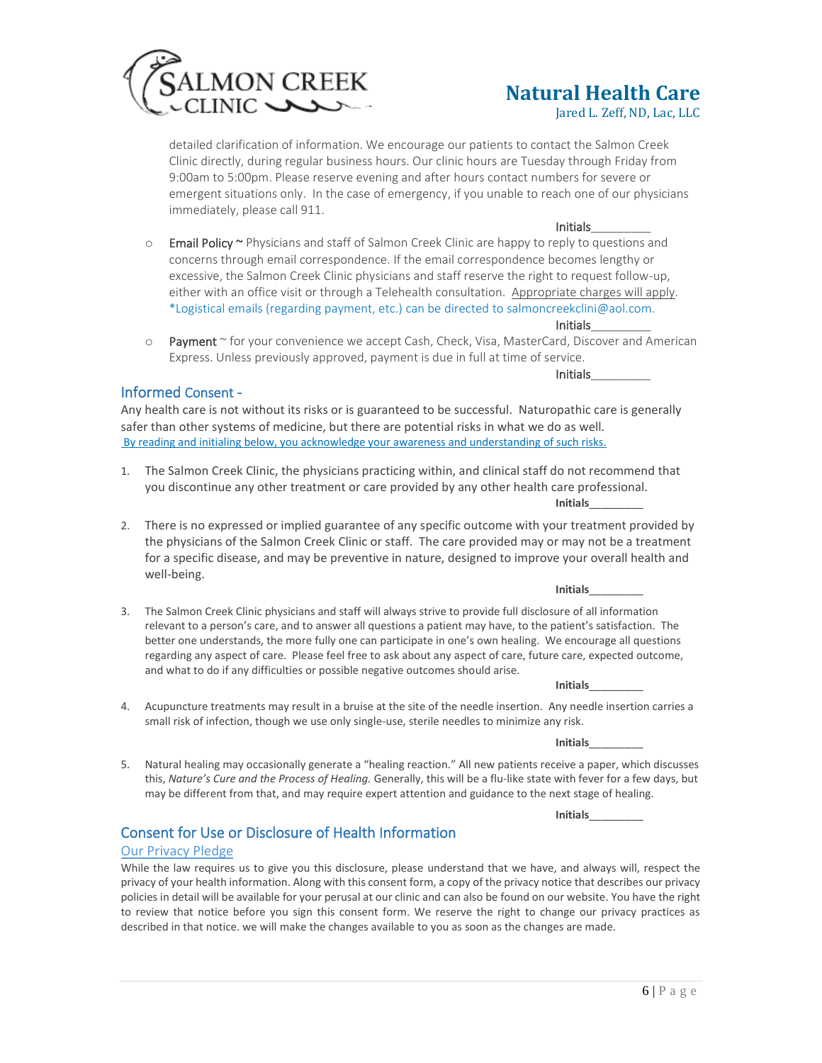detailed clarification of information. We encourage our patients to contact the Salmon Creek Clinic directly, during regular business hours. Our clinic hours are Tuesday through Friday from 9:00am to 5:00pm. Please reserve evening and after hours contact numbers for severe or emergent situations only. In the case of emergency, if you unable to reach one of our physicians immediately, please call 911.

Initials_________

- Email Policy ~ Physicians and staff of Salmon Creek Clinic are happy to reply to questions and concerns through email correspondence. If the email correspondence becomes lengthy or excessive, the Salmon Creek Clinic physicians and staff reserve the right to request follow-up, either with an office visit or through a Telehealth consultation. Appropriate charges will apply. *Logistical emails (regarding payment, etc.) can be directed to salmoncreekclini@aol.com.

  Initials_________

- Payment ~ for your convenience we accept Cash, Check, Visa, MasterCard, Discover and American Express. Unless previously approved, payment is due in full at time of service.

  Initials_________

## Informed Consent -

Any health care is not without its risks or is guaranteed to be successful. Naturopathic care is generally safer than other systems of medicine, but there are potential risks in what we do as well.
By reading and initialing below, you acknowledge your awareness and understanding of such risks.

1. The Salmon Creek Clinic, the physicians practicing within, and clinical staff do not recommend that you discontinue any other treatment or care provided by any other health care professional.

   **Initials_________**

2. There is no expressed or implied guarantee of any specific outcome with your treatment provided by the physicians of the Salmon Creek Clinic or staff. The care provided may or may not be a treatment for a specific disease, and may be preventive in nature, designed to improve your overall health and well-being.

   **Initials_________**

3. The Salmon Creek Clinic physicians and staff will always strive to provide full disclosure of all information relevant to a person's care, and to answer all questions a patient may have, to the patient's satisfaction. The better one understands, the more fully one can participate in one's own healing. We encourage all questions regarding any aspect of care. Please feel free to ask about any aspect of care, future care, expected outcome, and what to do if any difficulties or possible negative outcomes should arise.

   **Initials_________**

4. Acupuncture treatments may result in a bruise at the site of the needle insertion. Any needle insertion carries a small risk of infection, though we use only single-use, sterile needles to minimize any risk.

   **Initials_________**

5. Natural healing may occasionally generate a "healing reaction." All new patients receive a paper, which discusses this, *Nature's Cure and the Process of Healing.* Generally, this will be a flu-like state with fever for a few days, but may be different from that, and may require expert attention and guidance to the next stage of healing.

   **Initials_________**

## Consent for Use or Disclosure of Health Information

### Our Privacy Pledge

While the law requires us to give you this disclosure, please understand that we have, and always will, respect the privacy of your health information. Along with this consent form, a copy of the privacy notice that describes our privacy policies in detail will be available for your perusal at our clinic and can also be found on our website. You have the right to review that notice before you sign this consent form. We reserve the right to change our privacy practices as described in that notice. we will make the changes available to you as soon as the changes are made.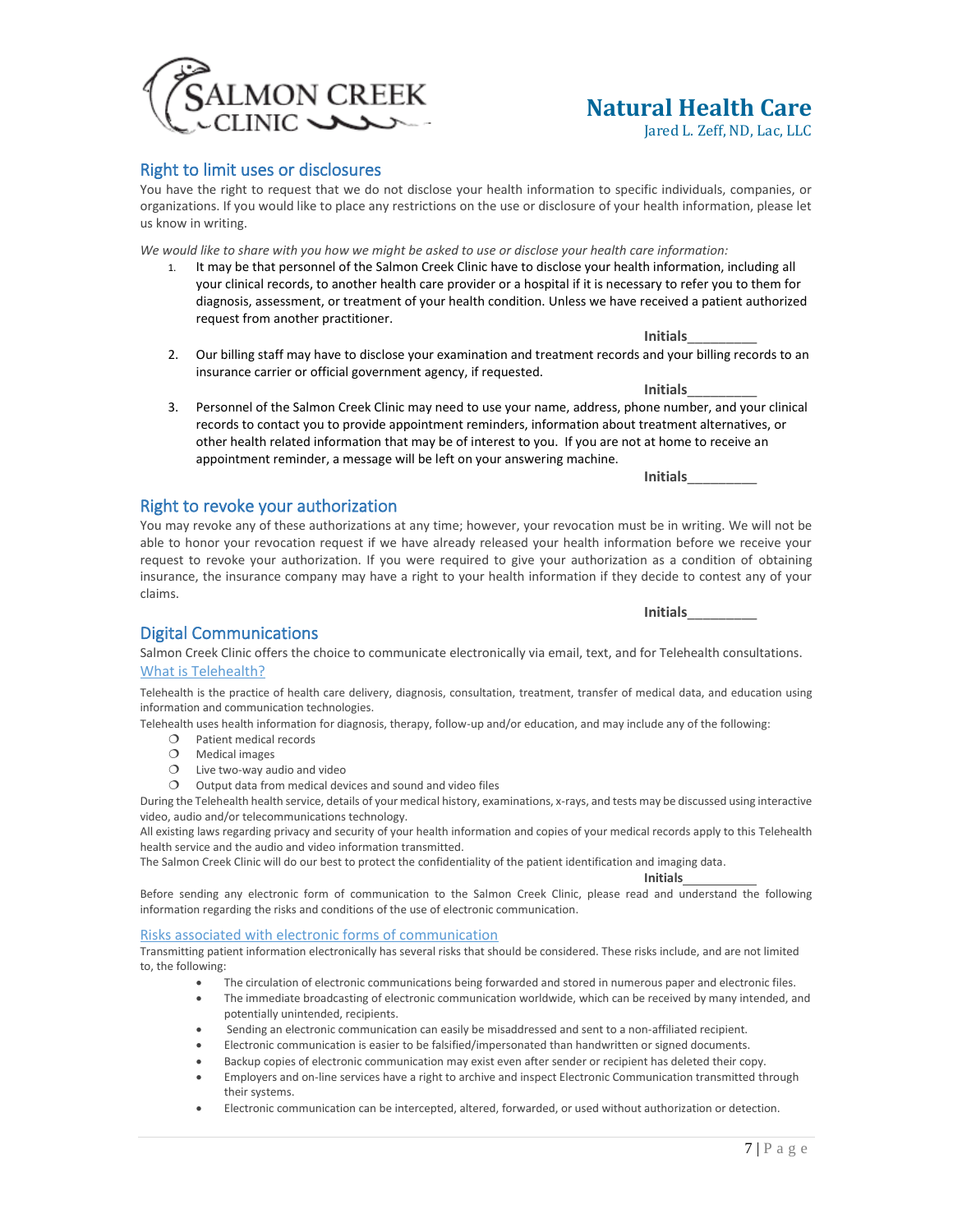## Right to limit uses or disclosures

You have the right to request that we do not disclose your health information to specific individuals, companies, or organizations. If you would like to place any restrictions on the use or disclosure of your health information, please let us know in writing.

*We would like to share with you how we might be asked to use or disclose your health care information:*

1. It may be that personnel of the Salmon Creek Clinic have to disclose your health information, including all your clinical records, to another health care provider or a hospital if it is necessary to refer you to them for diagnosis, assessment, or treatment of your health condition. Unless we have received a patient authorized request from another practitioner.

   **Initials**_________

2. Our billing staff may have to disclose your examination and treatment records and your billing records to an insurance carrier or official government agency, if requested.

   **Initials**_________

3. Personnel of the Salmon Creek Clinic may need to use your name, address, phone number, and your clinical records to contact you to provide appointment reminders, information about treatment alternatives, or other health related information that may be of interest to you. If you are not at home to receive an appointment reminder, a message will be left on your answering machine.

   **Initials**_________

## Right to revoke your authorization

You may revoke any of these authorizations at any time; however, your revocation must be in writing. We will not be able to honor your revocation request if we have already released your health information before we receive your request to revoke your authorization. If you were required to give your authorization as a condition of obtaining insurance, the insurance company may have a right to your health information if they decide to contest any of your claims.

**Initials**_________

## Digital Communications

Salmon Creek Clinic offers the choice to communicate electronically via email, text, and for Telehealth consultations.

### What is Telehealth?

Telehealth is the practice of health care delivery, diagnosis, consultation, treatment, transfer of medical data, and education using information and communication technologies.

Telehealth uses health information for diagnosis, therapy, follow-up and/or education, and may include any of the following:

- Patient medical records
- Medical images
- Live two-way audio and video
- Output data from medical devices and sound and video files

During the Telehealth health service, details of your medical history, examinations, x-rays, and tests may be discussed using interactive video, audio and/or telecommunications technology.

All existing laws regarding privacy and security of your health information and copies of your medical records apply to this Telehealth health service and the audio and video information transmitted.

The Salmon Creek Clinic will do our best to protect the confidentiality of the patient identification and imaging data.

**Initials**__________

Before sending any electronic form of communication to the Salmon Creek Clinic, please read and understand the following information regarding the risks and conditions of the use of electronic communication.

### Risks associated with electronic forms of communication

Transmitting patient information electronically has several risks that should be considered. These risks include, and are not limited to, the following:

- The circulation of electronic communications being forwarded and stored in numerous paper and electronic files.
- The immediate broadcasting of electronic communication worldwide, which can be received by many intended, and potentially unintended, recipients.
- Sending an electronic communication can easily be misaddressed and sent to a non-affiliated recipient.
- Electronic communication is easier to be falsified/impersonated than handwritten or signed documents.
- Backup copies of electronic communication may exist even after sender or recipient has deleted their copy.
- Employers and on-line services have a right to archive and inspect Electronic Communication transmitted through their systems.
- Electronic communication can be intercepted, altered, forwarded, or used without authorization or detection.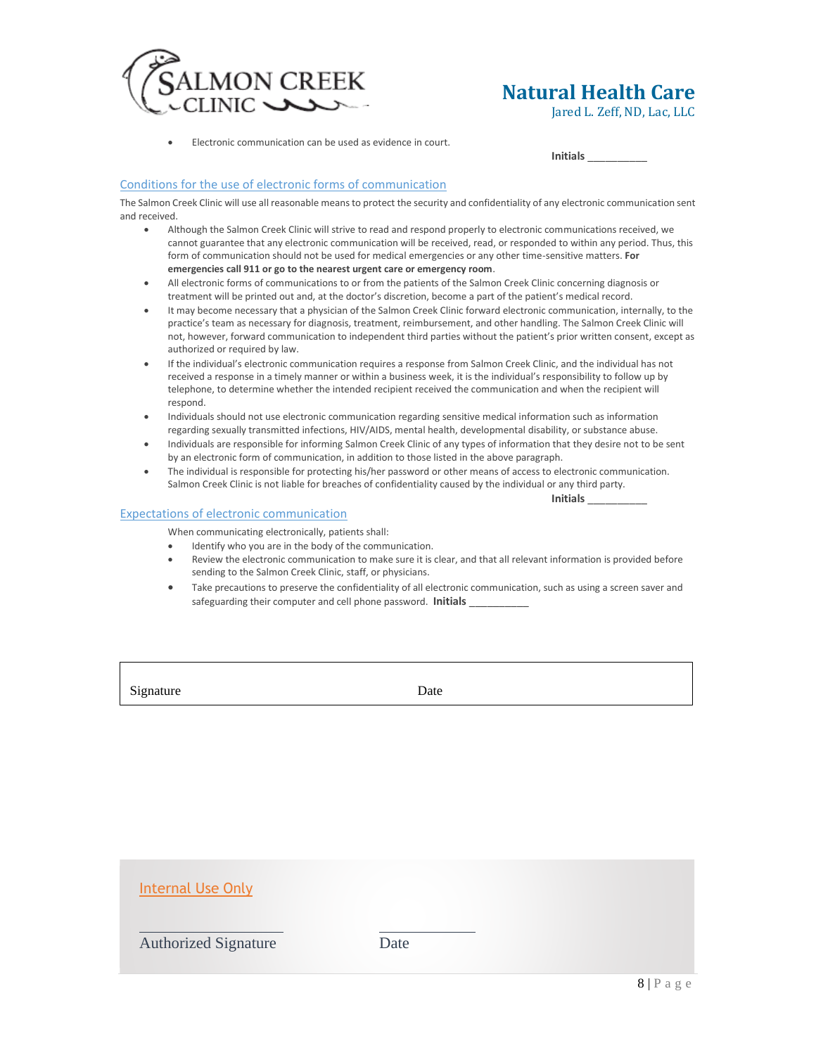- Electronic communication can be used as evidence in court.

**Initials** __________

## Conditions for the use of electronic forms of communication

The Salmon Creek Clinic will use all reasonable means to protect the security and confidentiality of any electronic communication sent and received.

- Although the Salmon Creek Clinic will strive to read and respond properly to electronic communications received, we cannot guarantee that any electronic communication will be received, read, or responded to within any period. Thus, this form of communication should not be used for medical emergencies or any other time-sensitive matters. **For emergencies call 911 or go to the nearest urgent care or emergency room**.
- All electronic forms of communications to or from the patients of the Salmon Creek Clinic concerning diagnosis or treatment will be printed out and, at the doctor's discretion, become a part of the patient's medical record.
- It may become necessary that a physician of the Salmon Creek Clinic forward electronic communication, internally, to the practice's team as necessary for diagnosis, treatment, reimbursement, and other handling. The Salmon Creek Clinic will not, however, forward communication to independent third parties without the patient's prior written consent, except as authorized or required by law.
- If the individual's electronic communication requires a response from Salmon Creek Clinic, and the individual has not received a response in a timely manner or within a business week, it is the individual's responsibility to follow up by telephone, to determine whether the intended recipient received the communication and when the recipient will respond.
- Individuals should not use electronic communication regarding sensitive medical information such as information regarding sexually transmitted infections, HIV/AIDS, mental health, developmental disability, or substance abuse.
- Individuals are responsible for informing Salmon Creek Clinic of any types of information that they desire not to be sent by an electronic form of communication, in addition to those listed in the above paragraph.
- The individual is responsible for protecting his/her password or other means of access to electronic communication. Salmon Creek Clinic is not liable for breaches of confidentiality caused by the individual or any third party.

**Initials** __________

## Expectations of electronic communication

When communicating electronically, patients shall:

- Identify who you are in the body of the communication.
- Review the electronic communication to make sure it is clear, and that all relevant information is provided before sending to the Salmon Creek Clinic, staff, or physicians.
- Take precautions to preserve the confidentiality of all electronic communication, such as using a screen saver and safeguarding their computer and cell phone password. **Initials** __________

Signature Date

## Internal Use Only

____________________ ______________

Authorized Signature Date